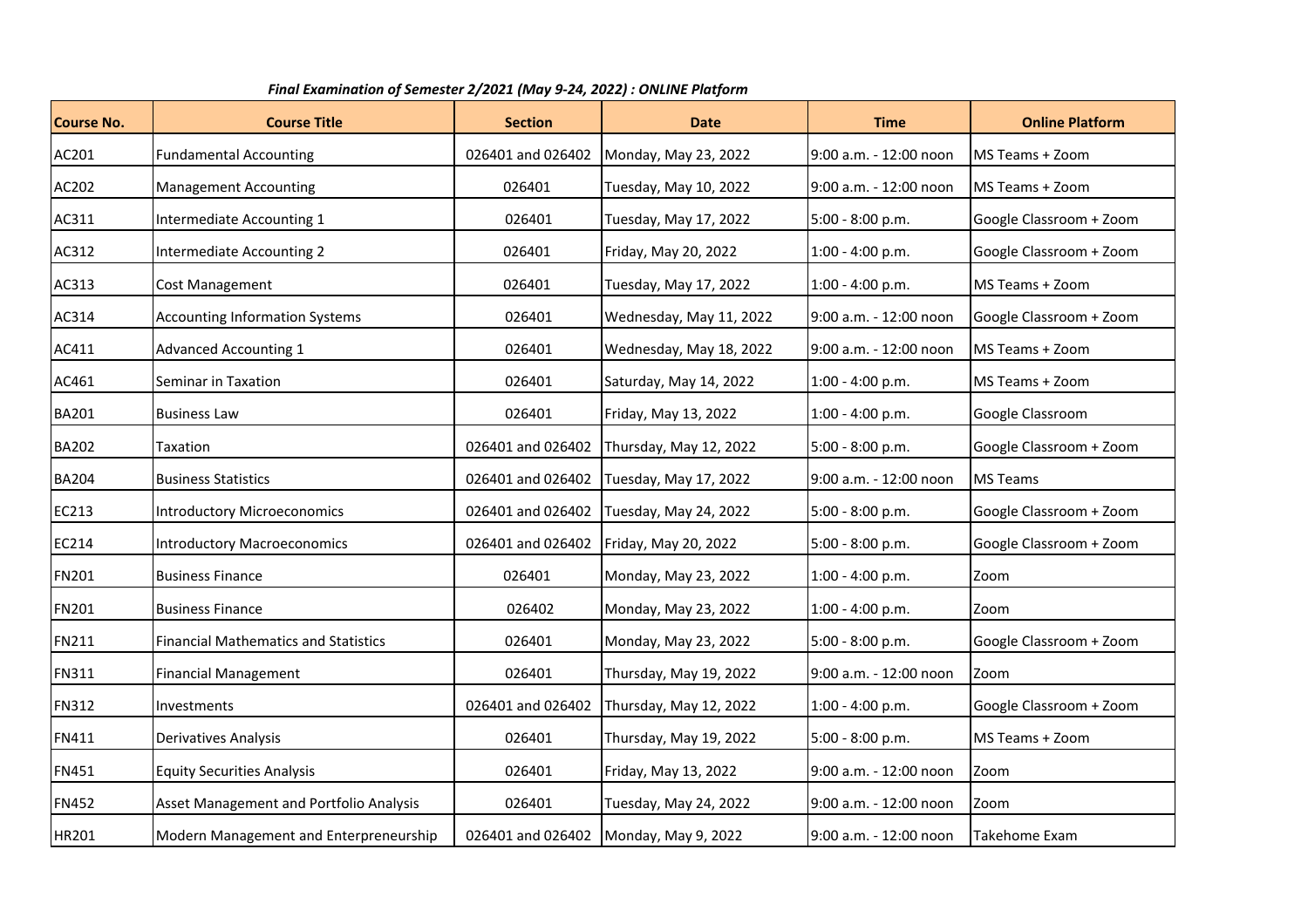***Final Examination of Semester 2/2021 (May 9-24, 2022) : ONLINE Platform***

| Course No. | Course Title | Section | Date | Time | Online Platform |
|---|---|---|---|---|---|
| AC201 | Fundamental Accounting | 026401 and 026402 | Monday, May 23, 2022 | 9:00 a.m. - 12:00 noon | MS Teams + Zoom |
| AC202 | Management Accounting | 026401 | Tuesday, May 10, 2022 | 9:00 a.m. - 12:00 noon | MS Teams + Zoom |
| AC311 | Intermediate Accounting 1 | 026401 | Tuesday, May 17, 2022 | 5:00 - 8:00 p.m. | Google Classroom + Zoom |
| AC312 | Intermediate Accounting 2 | 026401 | Friday, May 20, 2022 | 1:00 - 4:00 p.m. | Google Classroom + Zoom |
| AC313 | Cost Management | 026401 | Tuesday, May 17, 2022 | 1:00 - 4:00 p.m. | MS Teams + Zoom |
| AC314 | Accounting Information Systems | 026401 | Wednesday, May 11, 2022 | 9:00 a.m. - 12:00 noon | Google Classroom + Zoom |
| AC411 | Advanced Accounting 1 | 026401 | Wednesday, May 18, 2022 | 9:00 a.m. - 12:00 noon | MS Teams + Zoom |
| AC461 | Seminar in Taxation | 026401 | Saturday, May 14, 2022 | 1:00 - 4:00 p.m. | MS Teams + Zoom |
| BA201 | Business Law | 026401 | Friday, May 13, 2022 | 1:00 - 4:00 p.m. | Google Classroom |
| BA202 | Taxation | 026401 and 026402 | Thursday, May 12, 2022 | 5:00 - 8:00 p.m. | Google Classroom + Zoom |
| BA204 | Business Statistics | 026401 and 026402 | Tuesday, May 17, 2022 | 9:00 a.m. - 12:00 noon | MS Teams |
| EC213 | Introductory Microeconomics | 026401 and 026402 | Tuesday, May 24, 2022 | 5:00 - 8:00 p.m. | Google Classroom + Zoom |
| EC214 | Introductory Macroeconomics | 026401 and 026402 | Friday, May 20, 2022 | 5:00 - 8:00 p.m. | Google Classroom + Zoom |
| FN201 | Business Finance | 026401 | Monday, May 23, 2022 | 1:00 - 4:00 p.m. | Zoom |
| FN201 | Business Finance | 026402 | Monday, May 23, 2022 | 1:00 - 4:00 p.m. | Zoom |
| FN211 | Financial Mathematics and Statistics | 026401 | Monday, May 23, 2022 | 5:00 - 8:00 p.m. | Google Classroom + Zoom |
| FN311 | Financial Management | 026401 | Thursday, May 19, 2022 | 9:00 a.m. - 12:00 noon | Zoom |
| FN312 | Investments | 026401 and 026402 | Thursday, May 12, 2022 | 1:00 - 4:00 p.m. | Google Classroom + Zoom |
| FN411 | Derivatives Analysis | 026401 | Thursday, May 19, 2022 | 5:00 - 8:00 p.m. | MS Teams + Zoom |
| FN451 | Equity Securities Analysis | 026401 | Friday, May 13, 2022 | 9:00 a.m. - 12:00 noon | Zoom |
| FN452 | Asset Management and Portfolio Analysis | 026401 | Tuesday, May 24, 2022 | 9:00 a.m. - 12:00 noon | Zoom |
| HR201 | Modern Management and Enterpreneurship | 026401 and 026402 | Monday, May 9, 2022 | 9:00 a.m. - 12:00 noon | Takehome Exam |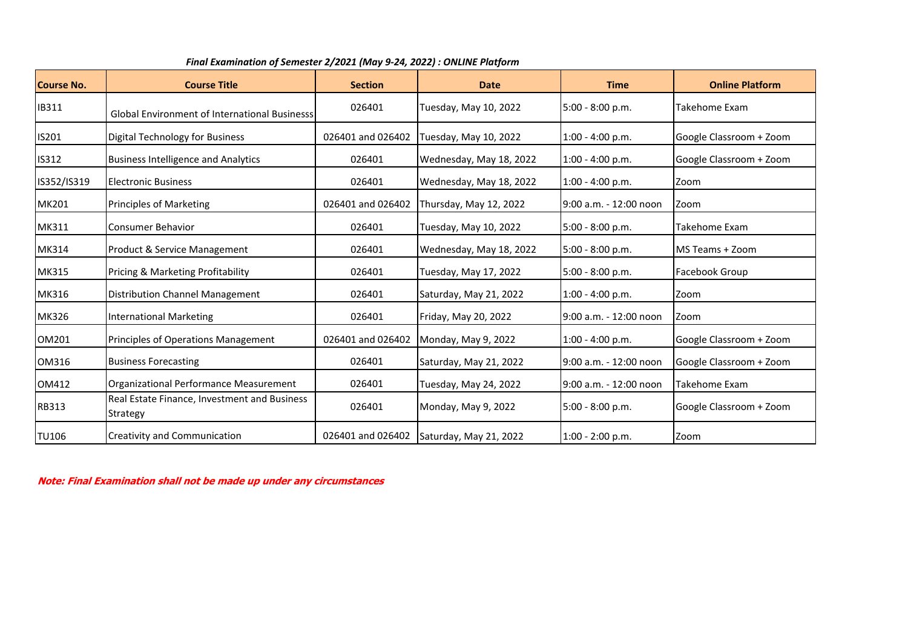*Final Examination of Semester 2/2021 (May 9-24, 2022) : ONLINE Platform*

| Course No. | Course Title | Section | Date | Time | Online Platform |
|---|---|---|---|---|---|
| IB311 | Global Environment of International Businesss | 026401 | Tuesday, May 10, 2022 | 5:00 - 8:00 p.m. | Takehome Exam |
| IS201 | Digital Technology for Business | 026401 and 026402 | Tuesday, May 10, 2022 | 1:00 - 4:00 p.m. | Google Classroom + Zoom |
| IS312 | Business Intelligence and Analytics | 026401 | Wednesday, May 18, 2022 | 1:00 - 4:00 p.m. | Google Classroom + Zoom |
| IS352/IS319 | Electronic Business | 026401 | Wednesday, May 18, 2022 | 1:00 - 4:00 p.m. | Zoom |
| MK201 | Principles of Marketing | 026401 and 026402 | Thursday, May 12, 2022 | 9:00 a.m. - 12:00 noon | Zoom |
| MK311 | Consumer Behavior | 026401 | Tuesday, May 10, 2022 | 5:00 - 8:00 p.m. | Takehome Exam |
| MK314 | Product & Service Management | 026401 | Wednesday, May 18, 2022 | 5:00 - 8:00 p.m. | MS Teams + Zoom |
| MK315 | Pricing & Marketing Profitability | 026401 | Tuesday, May 17, 2022 | 5:00 - 8:00 p.m. | Facebook Group |
| MK316 | Distribution Channel Management | 026401 | Saturday, May 21, 2022 | 1:00 - 4:00 p.m. | Zoom |
| MK326 | International Marketing | 026401 | Friday, May 20, 2022 | 9:00 a.m. - 12:00 noon | Zoom |
| OM201 | Principles of Operations Management | 026401 and 026402 | Monday, May 9, 2022 | 1:00 - 4:00 p.m. | Google Classroom + Zoom |
| OM316 | Business Forecasting | 026401 | Saturday, May 21, 2022 | 9:00 a.m. - 12:00 noon | Google Classroom + Zoom |
| OM412 | Organizational Performance Measurement | 026401 | Tuesday, May 24, 2022 | 9:00 a.m. - 12:00 noon | Takehome Exam |
| RB313 | Real Estate Finance, Investment and Business Strategy | 026401 | Monday, May 9, 2022 | 5:00 - 8:00 p.m. | Google Classroom + Zoom |
| TU106 | Creativity and Communication | 026401 and 026402 | Saturday, May 21, 2022 | 1:00 - 2:00 p.m. | Zoom |

***Note: Final Examination shall not be made up under any circumstances***